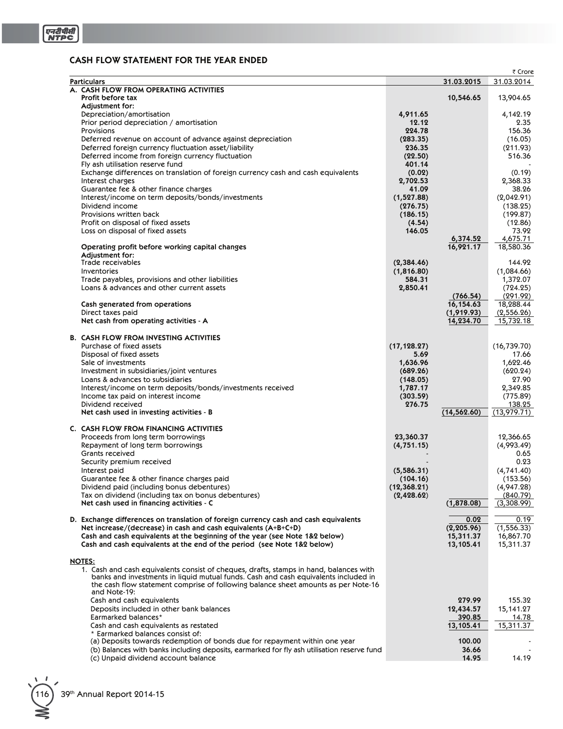## CASH FLOW STATEMENT FOR THE YEAR ENDED

₹ Crore

| Particulars | | 31.03.2015 | 31.03.2014 |
|---|---|---|---|
| **A. CASH FLOW FROM OPERATING ACTIVITIES** | | | |
| **Profit before tax** | | **10,546.65** | 13,904.65 |
| **Adjustment for:** | | | |
| Depreciation/amortisation | **4,911.65** | | 4,142.19 |
| Prior period depreciation / amortisation | **12.12** | | 2.35 |
| Provisions | **224.78** | | 156.36 |
| Deferred revenue on account of advance against depreciation | **(283.35)** | | (16.05) |
| Deferred foreign currency fluctuation asset/liability | **236.35** | | (211.93) |
| Deferred income from foreign currency fluctuation | **(22.50)** | | 516.36 |
| Fly ash utilisation reserve fund | **401.14** | | - |
| Exchange differences on translation of foreign currency cash and cash equivalents | **(0.02)** | | (0.19) |
| Interest charges | **2,702.53** | | 2,368.33 |
| Guarantee fee & other finance charges | **41.09** | | 38.26 |
| Interest/income on term deposits/bonds/investments | **(1,527.88)** | | (2,042.91) |
| Dividend income | **(276.75)** | | (138.25) |
| Provisions written back | **(186.15)** | | (199.87) |
| Profit on disposal of fixed assets | **(4.54)** | | (12.86) |
| Loss on disposal of fixed assets | **146.05** | | 73.92 |
| | | **6,374.52** | 4,675.71 |
| **Operating profit before working capital changes** | | **16,921.17** | 18,580.36 |
| **Adjustment for:** | | | |
| Trade receivables | **(2,384.46)** | | 144.92 |
| Inventories | **(1,816.80)** | | (1,084.66) |
| Trade payables, provisions and other liabilities | **584.31** | | 1,372.07 |
| Loans & advances and other current assets | **2,850.41** | | (724.25) |
| | | **(766.54)** | (291.92) |
| **Cash generated from operations** | | **16,154.63** | 18,288.44 |
| Direct taxes paid | | **(1,919.93)** | (2,556.26) |
| **Net cash from operating activities - A** | | **14,234.70** | 15,732.18 |
| **B. CASH FLOW FROM INVESTING ACTIVITIES** | | | |
| Purchase of fixed assets | **(17,128.27)** | | (16,739.70) |
| Disposal of fixed assets | **5.69** | | 17.66 |
| Sale of investments | **1,636.96** | | 1,622.46 |
| Investment in subsidiaries/joint ventures | **(689.26)** | | (620.24) |
| Loans & advances to subsidiaries | **(148.05)** | | 27.90 |
| Interest/income on term deposits/bonds/investments received | **1,787.17** | | 2,349.85 |
| Income tax paid on interest income | **(303.59)** | | (775.89) |
| Dividend received | **276.75** | | 138.25 |
| **Net cash used in investing activities - B** | | **(14,562.60)** | (13,979.71) |
| **C. CASH FLOW FROM FINANCING ACTIVITIES** | | | |
| Proceeds from long term borrowings | **23,360.37** | | 12,366.65 |
| Repayment of long term borrowings | **(4,751.15)** | | (4,993.49) |
| Grants received | **-** | | 0.65 |
| Security premium received | **-** | | 0.23 |
| Interest paid | **(5,586.31)** | | (4,741.40) |
| Guarantee fee & other finance charges paid | **(104.16)** | | (153.56) |
| Dividend paid (including bonus debentures) | **(12,368.21)** | | (4,947.28) |
| Tax on dividend (including tax on bonus debentures) | **(2,428.62)** | | (840.79) |
| **Net cash used in financing activities - C** | | **(1,878.08)** | (3,308.99) |
| **D. Exchange differences on translation of foreign currency cash and cash equivalents** | | **0.02** | 0.19 |
| **Net increase/(decrease) in cash and cash equivalents (A+B+C+D)** | | **(2,205.96)** | (1,556.33) |
| **Cash and cash equivalents at the beginning of the year (see Note 1&2 below)** | | **15,311.37** | 16,867.70 |
| **Cash and cash equivalents at the end of the period (see Note 1&2 below)** | | **13,105.41** | 15,311.37 |

**NOTES:**

1. Cash and cash equivalents consist of cheques, drafts, stamps in hand, balances with banks and investments in liquid mutual funds. Cash and cash equivalents included in the cash flow statement comprise of following balance sheet amounts as per Note-16 and Note-19:

| | 31.03.2015 | 31.03.2014 |
|---|---|---|
| Cash and cash equivalents | **279.99** | 155.32 |
| Deposits included in other bank balances | **12,434.57** | 15,141.27 |
| Earmarked balances* | **390.85** | 14.78 |
| Cash and cash equivalents as restated | **13,105.41** | 15,311.37 |
| * Earmarked balances consist of: | | |
| (a) Deposits towards redemption of bonds due for repayment within one year | **100.00** | - |
| (b) Balances with banks including deposits, earmarked for fly ash utilisation reserve fund | **36.66** | - |
| (c) Unpaid dividend account balance | **14.95** | 14.19 |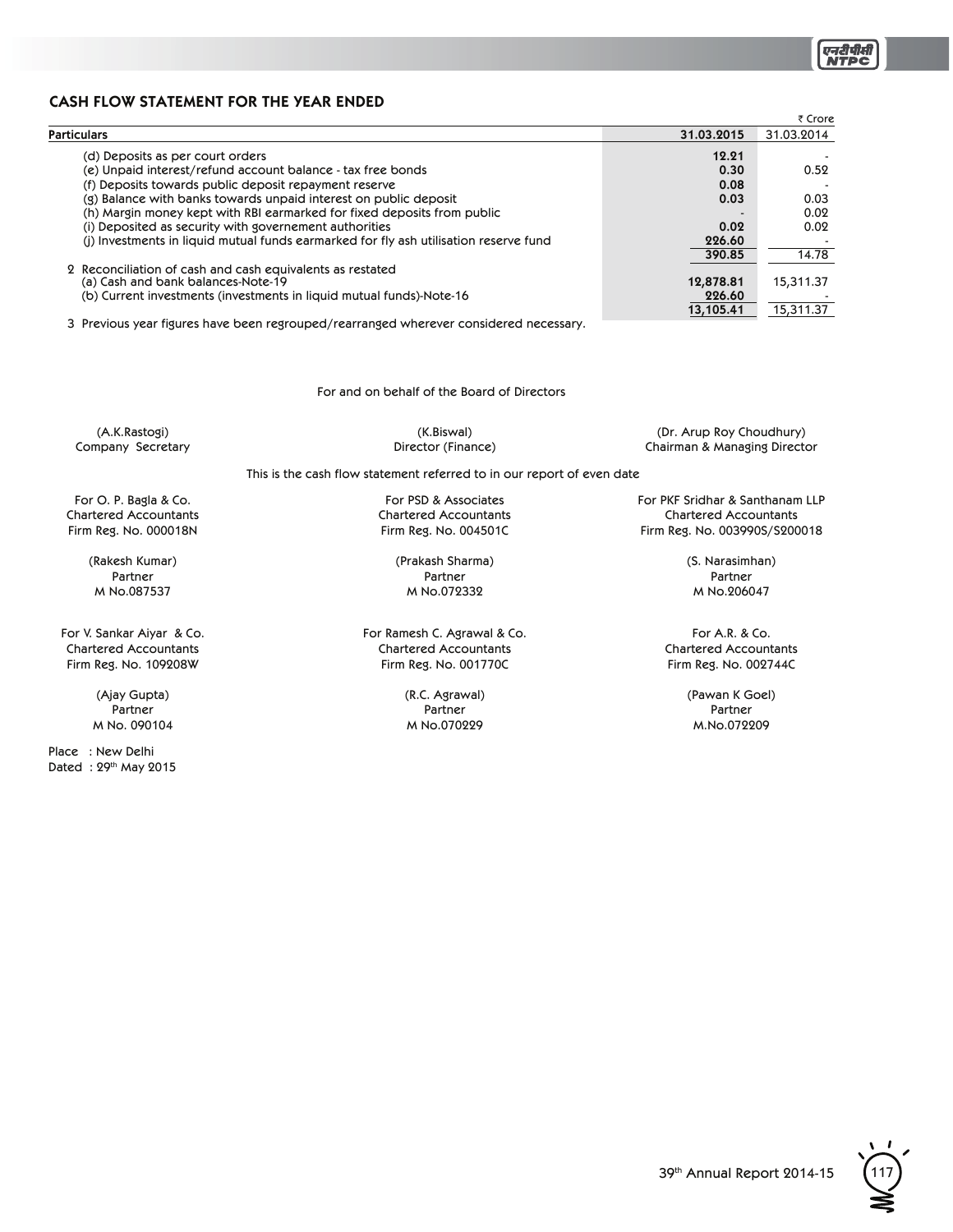## CASH FLOW STATEMENT FOR THE YEAR ENDED

₹ Crore

| Particulars | 31.03.2015 | 31.03.2014 |
|---|---|---|
| (d) Deposits as per court orders | **12.21** | - |
| (e) Unpaid interest/refund account balance - tax free bonds | **0.30** | 0.52 |
| (f) Deposits towards public deposit repayment reserve | **0.08** | - |
| (g) Balance with banks towards unpaid interest on public deposit | **0.03** | 0.03 |
| (h) Margin money kept with RBI earmarked for fixed deposits from public | - | 0.02 |
| (i) Deposited as security with governement authorities | **0.02** | 0.02 |
| (j) Investments in liquid mutual funds earmarked for fly ash utilisation reserve fund | **226.60** | - |
| | **390.85** | 14.78 |
| 2 Reconciliation of cash and cash equivalents as restated | | |
| (a) Cash and bank balances-Note-19 | **12,878.81** | 15,311.37 |
| (b) Current investments (investments in liquid mutual funds)-Note-16 | **226.60** | - |
| | **13,105.41** | 15,311.37 |

3 Previous year figures have been regrouped/rearranged wherever considered necessary.

For and on behalf of the Board of Directors

(A.K.Rastogi)
Company Secretary

(K.Biswal)
Director (Finance)

(Dr. Arup Roy Choudhury)
Chairman & Managing Director

This is the cash flow statement referred to in our report of even date

For O. P. Bagla & Co.
Chartered Accountants
Firm Reg. No. 000018N

(Rakesh Kumar)
Partner
M No.087537

For PSD & Associates
Chartered Accountants
Firm Reg. No. 004501C

(Prakash Sharma)
Partner
M No.072332

For PKF Sridhar & Santhanam LLP
Chartered Accountants
Firm Reg. No. 003990S/S200018

(S. Narasimhan)
Partner
M No.206047

For V. Sankar Aiyar & Co.
Chartered Accountants
Firm Reg. No. 109208W

(Ajay Gupta)
Partner
M No. 090104

For Ramesh C. Agrawal & Co.
Chartered Accountants
Firm Reg. No. 001770C

(R.C. Agrawal)
Partner
M No.070229

For A.R. & Co.
Chartered Accountants
Firm Reg. No. 002744C

(Pawan K Goel)
Partner
M.No.072209

Place : New Delhi
Dated : 29th May 2015